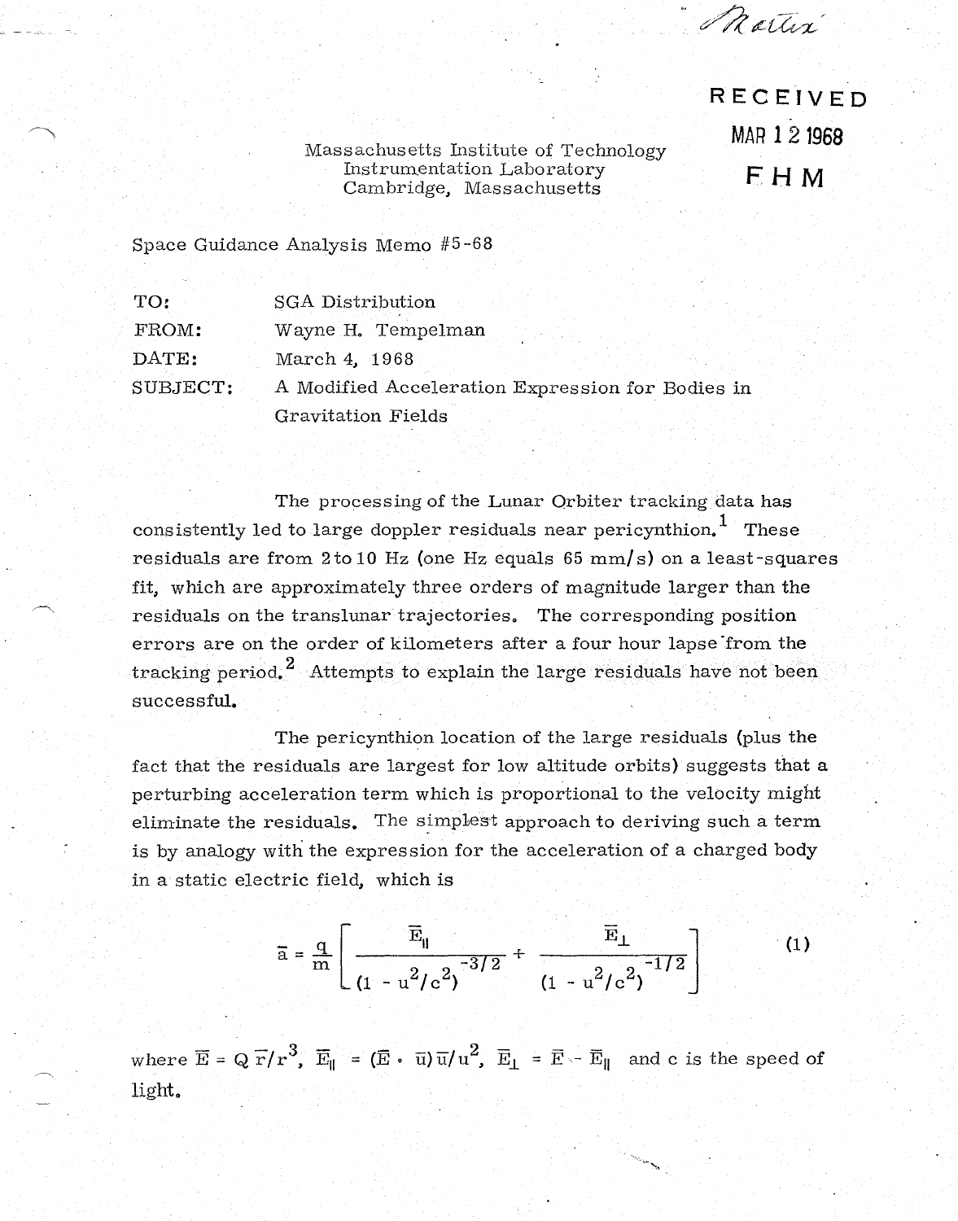Matrix

RECEIVED
MAR 12 1968
FHM

Massachusetts Institute of Technology
Instrumentation Laboratory
Cambridge, Massachusetts

Space Guidance Analysis Memo #5-68

| | |
|---|---|
| TO: | SGA Distribution |
| FROM: | Wayne H. Tempelman |
| DATE: | March 4, 1968 |
| SUBJECT: | A Modified Acceleration Expression for Bodies in Gravitation Fields |

The processing of the Lunar Orbiter tracking data has consistently led to large doppler residuals near pericynthion.[1] These residuals are from 2 to 10 Hz (one Hz equals 65 mm/s) on a least-squares fit, which are approximately three orders of magnitude larger than the residuals on the translunar trajectories. The corresponding position errors are on the order of kilometers after a four hour lapse from the tracking period.[2] Attempts to explain the large residuals have not been successful.

The pericynthion location of the large residuals (plus the fact that the residuals are largest for low altitude orbits) suggests that a perturbing acceleration term which is proportional to the velocity might eliminate the residuals. The simplest approach to deriving such a term is by analogy with the expression for the acceleration of a charged body in a static electric field, which is

$$\bar{a} = \frac{q}{m}\left[\frac{\bar{E}_{\parallel}}{(1 - u^2/c^2)^{-3/2}} + \frac{\bar{E}_{\perp}}{(1 - u^2/c^2)^{-1/2}}\right] \qquad (1)$$

where $\bar{E} = Q\,\bar{r}/r^3$, $\bar{E}_{\parallel} = (\bar{E} \cdot \bar{u})\bar{u}/u^2$, $\bar{E}_{\perp} = \bar{E} - \bar{E}_{\parallel}$ and c is the speed of light.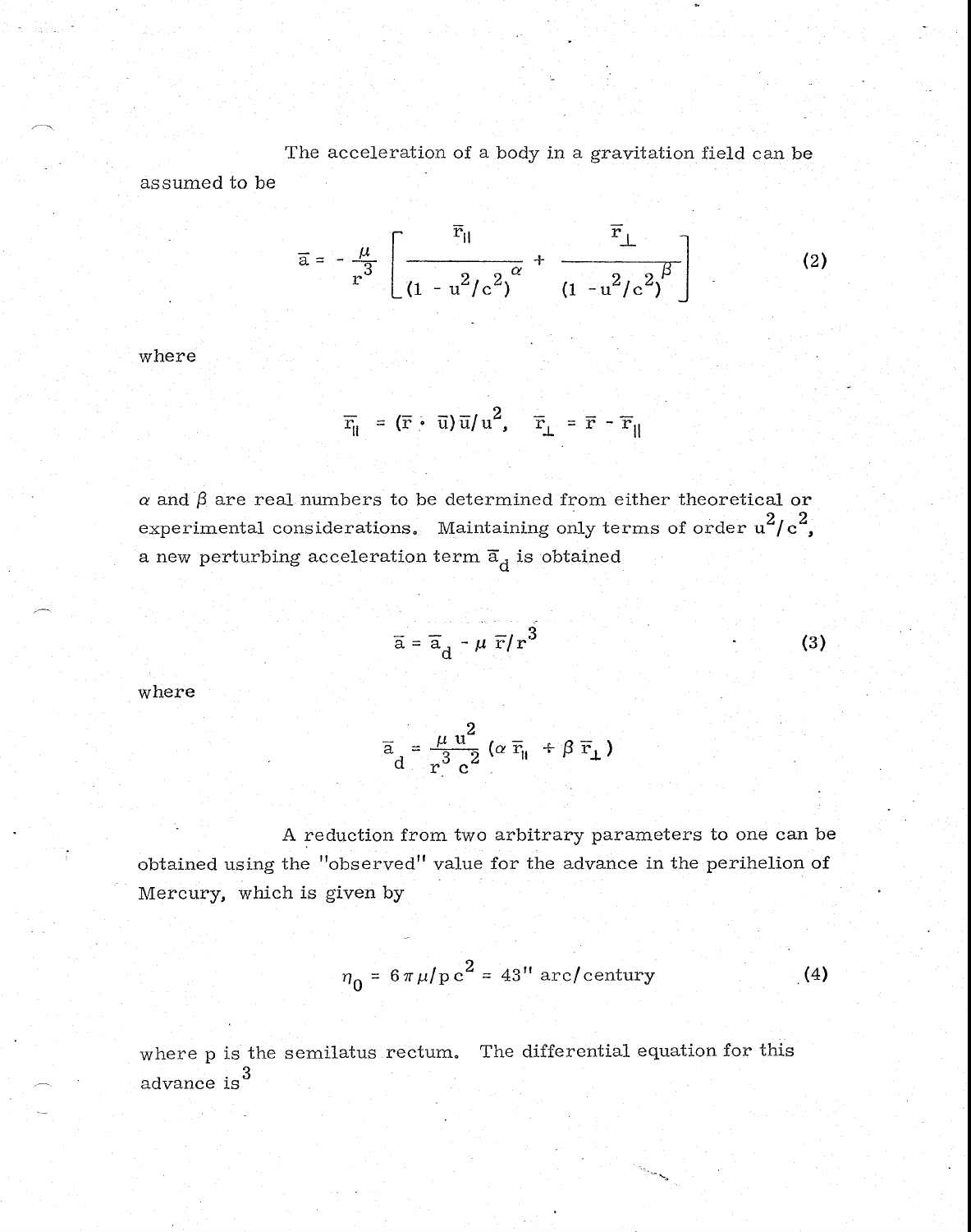The acceleration of a body in a gravitation field can be assumed to be

$$\bar{a} = -\frac{\mu}{r^3}\left[\frac{\bar{r}_{\parallel}}{(1 - u^2/c^2)^{\alpha}} + \frac{\bar{r}_{\perp}}{(1 - u^2/c^2)^{\beta}}\right] \tag{2}$$

where

$$\bar{r}_{\parallel} = (\bar{r} \cdot \bar{u})\bar{u}/u^2, \quad \bar{r}_{\perp} = \bar{r} - \bar{r}_{\parallel}$$

$\alpha$ and $\beta$ are real numbers to be determined from either theoretical or experimental considerations. Maintaining only terms of order $u^2/c^2$, a new perturbing acceleration term $\bar{a}_d$ is obtained

$$\bar{a} = \bar{a}_d - \mu\, \bar{r}/r^3 \tag{3}$$

where

$$\bar{a}_d = \frac{\mu\, u^2}{r^3\, c^2}\,(\alpha\, \bar{r}_{\parallel} + \beta\, \bar{r}_{\perp})$$

A reduction from two arbitrary parameters to one can be obtained using the "observed" value for the advance in the perihelion of Mercury, which is given by

$$\eta_0 = 6\pi\mu/p\,c^2 = 43'' \text{ arc/century} \tag{4}$$

where p is the semilatus rectum. The differential equation for this advance is[3]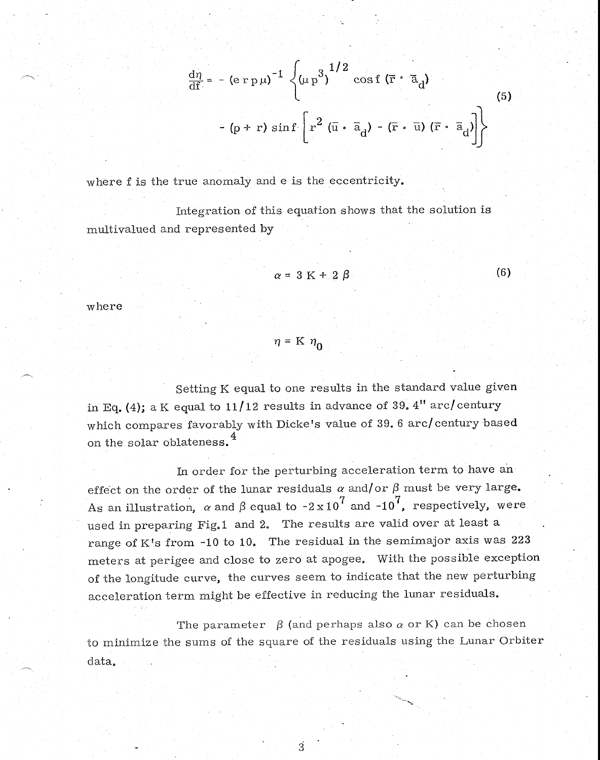$$\frac{d\eta}{df} = -(e\,r\,p\,\mu)^{-1}\left\{(\mu p^3)^{1/2}\cos f\,(\bar{r}\cdot\bar{a}_d) - (p+r)\sin f\left[r^2(\bar{u}\cdot\bar{a}_d) - (\bar{r}\cdot\bar{u})(\bar{r}\cdot\bar{a}_d)\right]\right\} \tag{5}$$

where f is the true anomaly and e is the eccentricity.

Integration of this equation shows that the solution is multivalued and represented by

$$\alpha = 3\,K + 2\,\beta \tag{6}$$

where

$$\eta = K\,\eta_0$$

Setting K equal to one results in the standard value given in Eq. (4); a K equal to 11/12 results in advance of 39.4" arc/century which compares favorably with Dicke's value of 39.6 arc/century based on the solar oblateness.[4]

In order for the perturbing acceleration term to have an effect on the order of the lunar residuals $\alpha$ and/or $\beta$ must be very large. As an illustration, $\alpha$ and $\beta$ equal to $-2\times10^7$ and $-10^7$, respectively, were used in preparing Fig.1 and 2. The results are valid over at least a range of K's from -10 to 10. The residual in the semimajor axis was 223 meters at perigee and close to zero at apogee. With the possible exception of the longitude curve, the curves seem to indicate that the new perturbing acceleration term might be effective in reducing the lunar residuals.

The parameter $\beta$ (and perhaps also $\alpha$ or K) can be chosen to minimize the sums of the square of the residuals using the Lunar Orbiter data.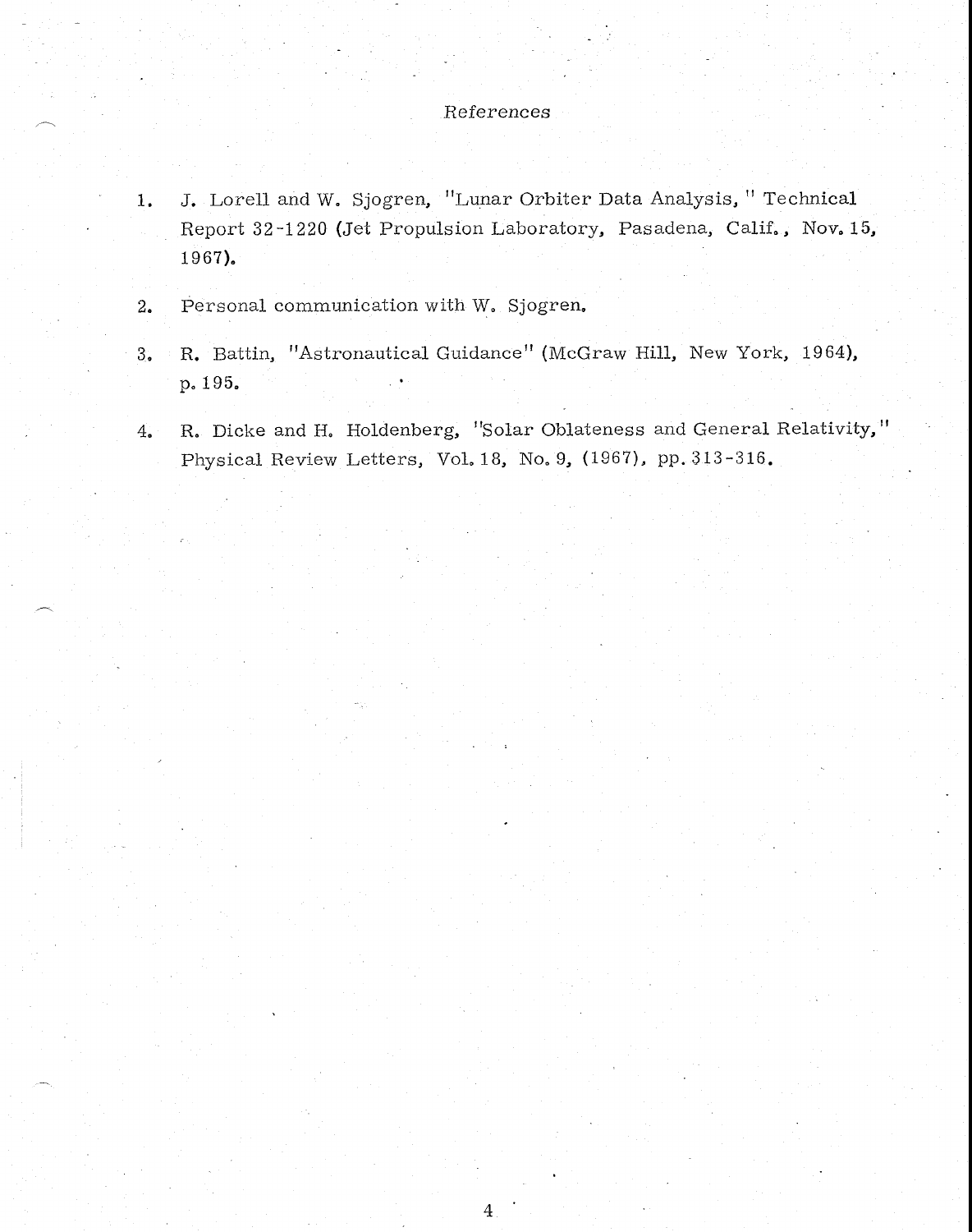## References

1. J. Lorell and W. Sjogren, "Lunar Orbiter Data Analysis," Technical Report 32-1220 (Jet Propulsion Laboratory, Pasadena, Calif., Nov. 15, 1967).

2. Personal communication with W. Sjogren.

3. R. Battin, "Astronautical Guidance" (McGraw Hill, New York, 1964), p. 195.

4. R. Dicke and H. Holdenberg, "Solar Oblateness and General Relativity," Physical Review Letters, Vol. 18, No. 9, (1967), pp. 313-316.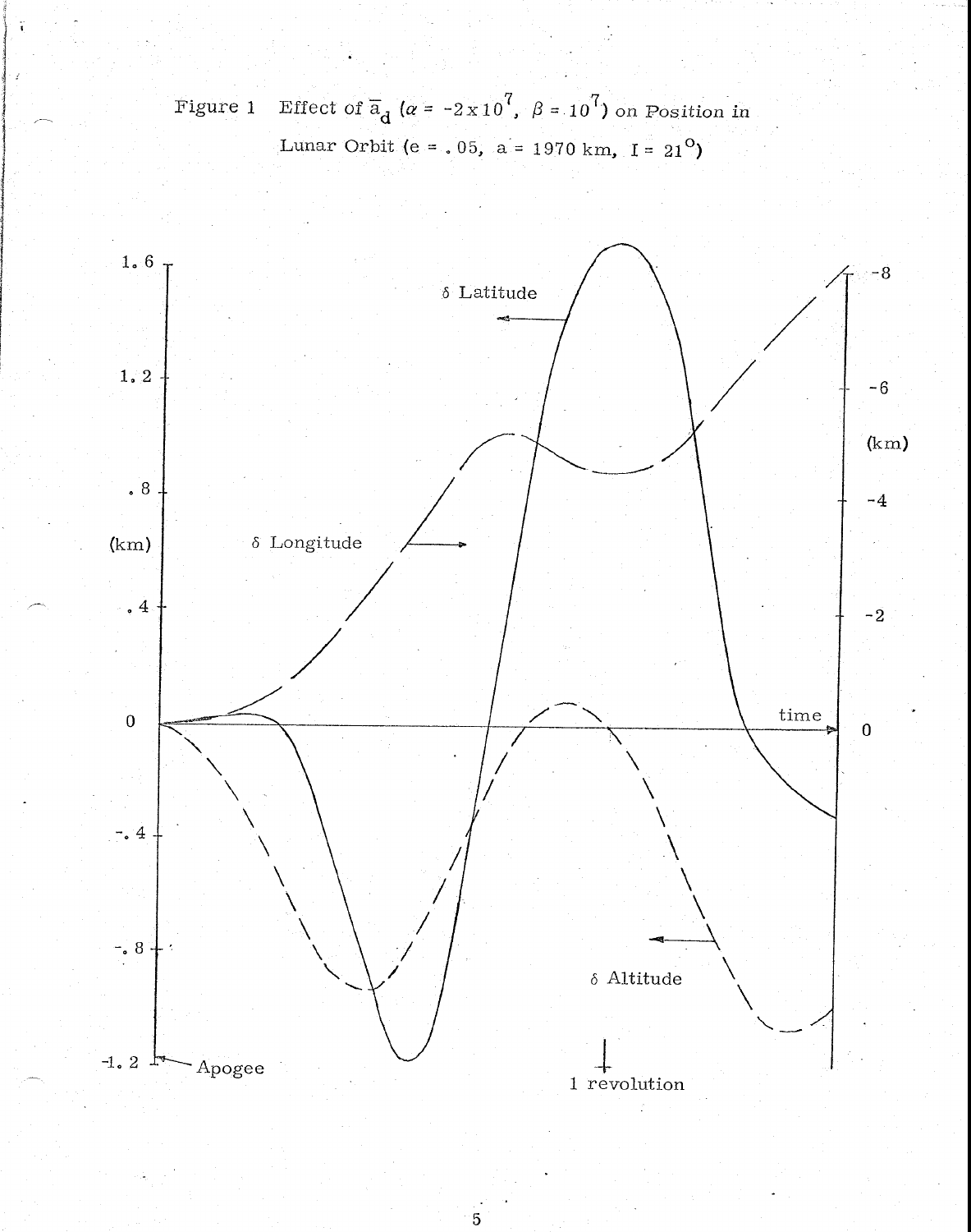Figure 1 Effect of $\bar{a}_d$ ($\alpha = -2 \times 10^7$, $\beta = 10^7$) on Position in Lunar Orbit ($e = .05$, $a = 1970$ km, $I = 21^{\circ}$)

1.6
1.2
.8
(km)
.4
0
-.4
-.8
-1.2

-8
-6
(km)
-4
-2
0

δ Latitude

δ Longitude

δ Altitude

time

Apogee

1 revolution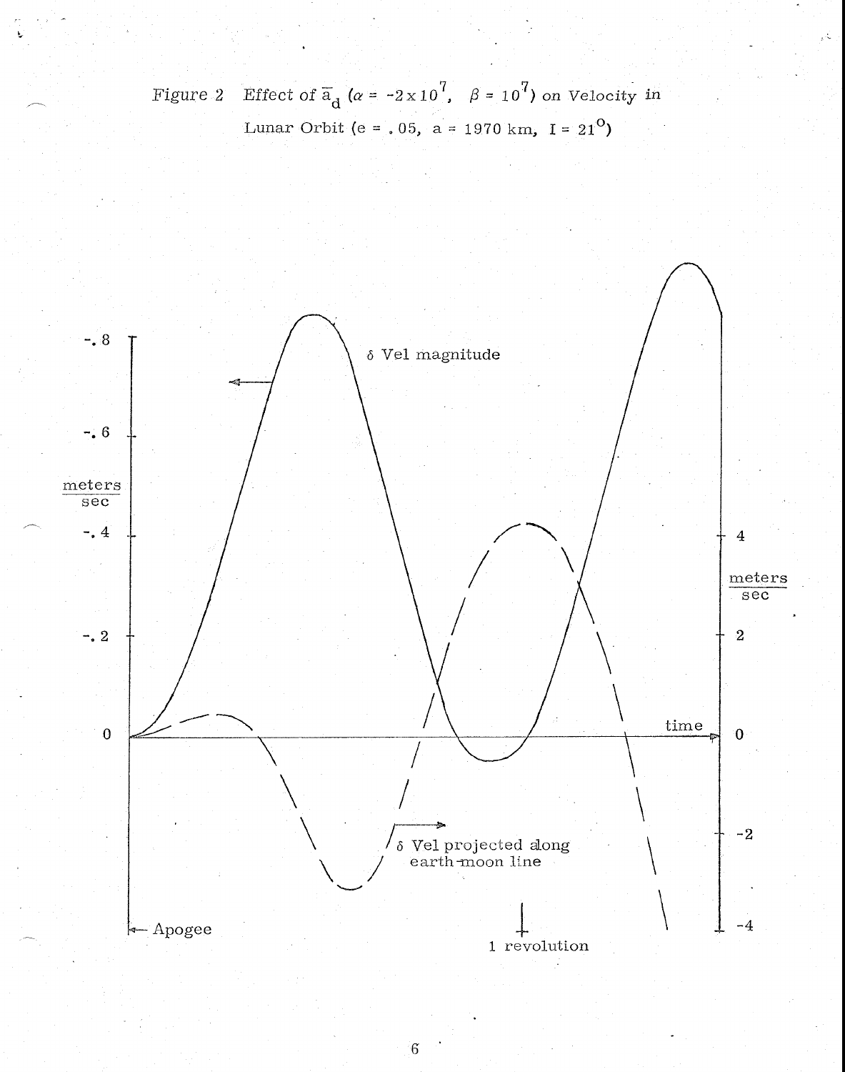Figure 2 Effect of $\bar{a}_d$ ($\alpha = -2 \times 10^7$, $\beta = 10^7$) on Velocity in Lunar Orbit (e = .05, a = 1970 km, I = 21°)

-.8

-.6

meters/sec

-.4

-.2

0

δ Vel magnitude

δ Vel projected along earth-moon line

time

4

meters/sec

2

0

-2

-4

Apogee

1 revolution